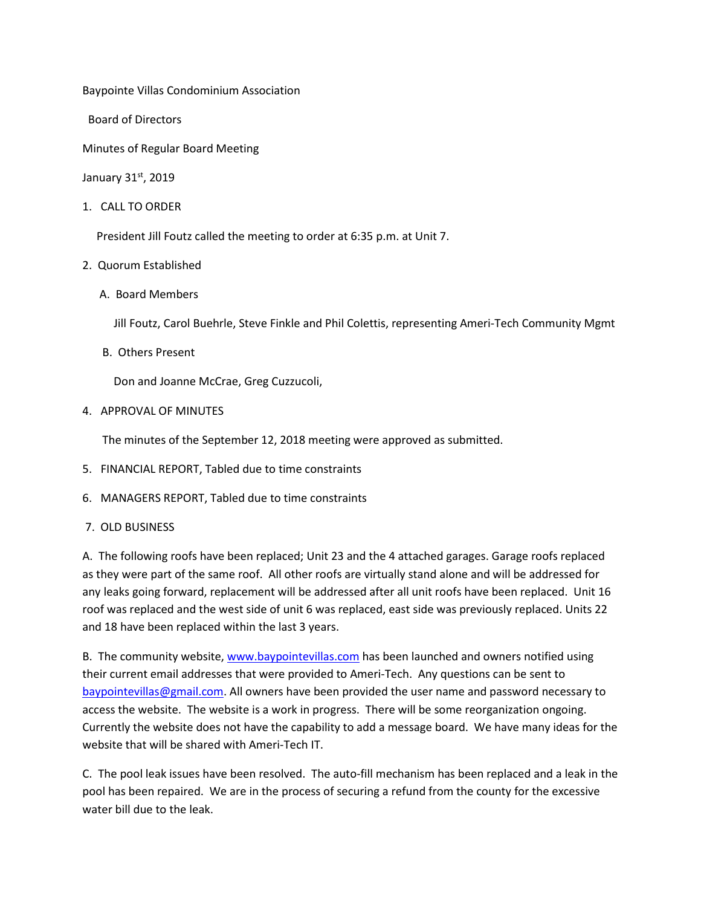Baypointe Villas Condominium Association

Board of Directors

Minutes of Regular Board Meeting

January 31st, 2019

1. CALL TO ORDER

   President Jill Foutz called the meeting to order at 6:35 p.m. at Unit 7.

2. Quorum Established

   A. Board Members

      Jill Foutz, Carol Buehrle, Steve Finkle and Phil Colettis, representing Ameri-Tech Community Mgmt

   B. Others Present

      Don and Joanne McCrae, Greg Cuzzucoli,

4. APPROVAL OF MINUTES

   The minutes of the September 12, 2018 meeting were approved as submitted.

5. FINANCIAL REPORT, Tabled due to time constraints

6. MANAGERS REPORT, Tabled due to time constraints

7. OLD BUSINESS

A. The following roofs have been replaced; Unit 23 and the 4 attached garages. Garage roofs replaced as they were part of the same roof. All other roofs are virtually stand alone and will be addressed for any leaks going forward, replacement will be addressed after all unit roofs have been replaced. Unit 16 roof was replaced and the west side of unit 6 was replaced, east side was previously replaced. Units 22 and 18 have been replaced within the last 3 years.

B. The community website, www.baypointevillas.com has been launched and owners notified using their current email addresses that were provided to Ameri-Tech. Any questions can be sent to baypointevillas@gmail.com. All owners have been provided the user name and password necessary to access the website. The website is a work in progress. There will be some reorganization ongoing. Currently the website does not have the capability to add a message board. We have many ideas for the website that will be shared with Ameri-Tech IT.

C. The pool leak issues have been resolved. The auto-fill mechanism has been replaced and a leak in the pool has been repaired. We are in the process of securing a refund from the county for the excessive water bill due to the leak.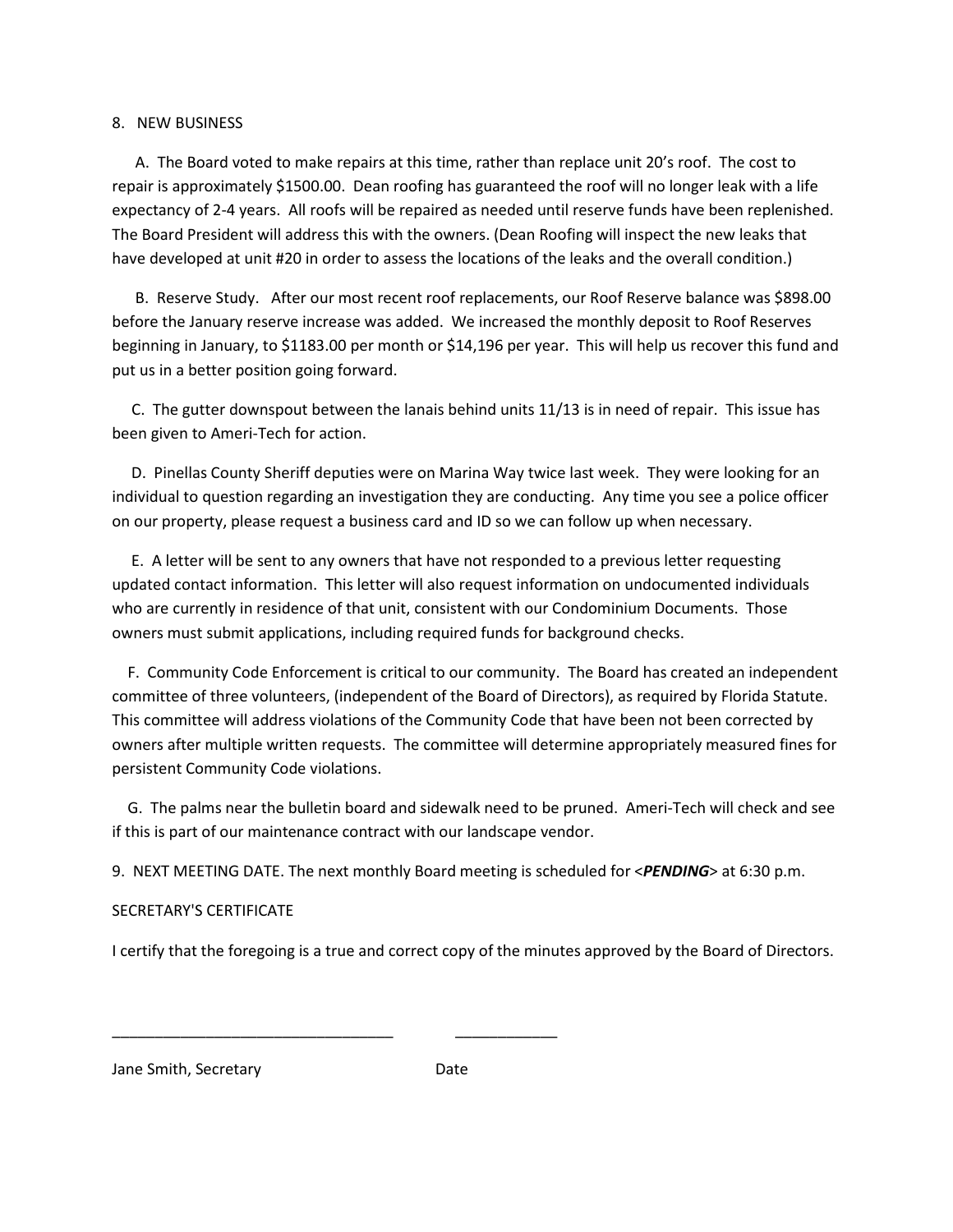8. NEW BUSINESS

A. The Board voted to make repairs at this time, rather than replace unit 20's roof. The cost to repair is approximately $1500.00. Dean roofing has guaranteed the roof will no longer leak with a life expectancy of 2-4 years. All roofs will be repaired as needed until reserve funds have been replenished. The Board President will address this with the owners. (Dean Roofing will inspect the new leaks that have developed at unit #20 in order to assess the locations of the leaks and the overall condition.)

B. Reserve Study. After our most recent roof replacements, our Roof Reserve balance was $898.00 before the January reserve increase was added. We increased the monthly deposit to Roof Reserves beginning in January, to $1183.00 per month or $14,196 per year. This will help us recover this fund and put us in a better position going forward.

C. The gutter downspout between the lanais behind units 11/13 is in need of repair. This issue has been given to Ameri-Tech for action.

D. Pinellas County Sheriff deputies were on Marina Way twice last week. They were looking for an individual to question regarding an investigation they are conducting. Any time you see a police officer on our property, please request a business card and ID so we can follow up when necessary.

E. A letter will be sent to any owners that have not responded to a previous letter requesting updated contact information. This letter will also request information on undocumented individuals who are currently in residence of that unit, consistent with our Condominium Documents. Those owners must submit applications, including required funds for background checks.

F. Community Code Enforcement is critical to our community. The Board has created an independent committee of three volunteers, (independent of the Board of Directors), as required by Florida Statute. This committee will address violations of the Community Code that have been not been corrected by owners after multiple written requests. The committee will determine appropriately measured fines for persistent Community Code violations.

G. The palms near the bulletin board and sidewalk need to be pruned. Ameri-Tech will check and see if this is part of our maintenance contract with our landscape vendor.

9. NEXT MEETING DATE. The next monthly Board meeting is scheduled for <***PENDING***> at 6:30 p.m.

SECRETARY'S CERTIFICATE

I certify that the foregoing is a true and correct copy of the minutes approved by the Board of Directors.

_________________________________ ____________

Jane Smith, Secretary Date